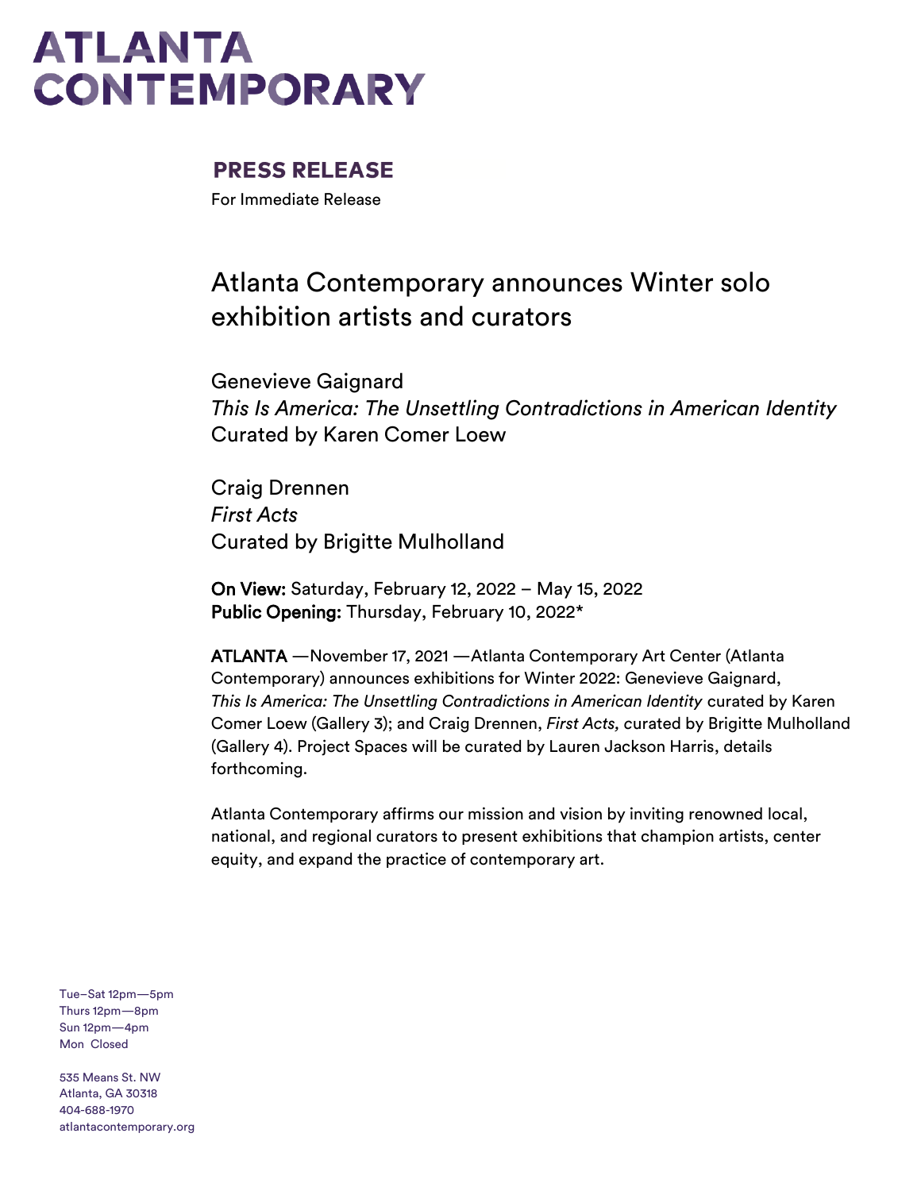# ATLANTA CONTEMPORARY

## PRESS RELEASE

For Immediate Release

# Atlanta Contemporary announces Winter solo exhibition artists and curators

Genevieve Gaignard
*This Is America: The Unsettling Contradictions in American Identity*
Curated by Karen Comer Loew

Craig Drennen
*First Acts*
Curated by Brigitte Mulholland

**On View:** Saturday, February 12, 2022 – May 15, 2022
**Public Opening:** Thursday, February 10, 2022*

**ATLANTA** —November 17, 2021 —Atlanta Contemporary Art Center (Atlanta Contemporary) announces exhibitions for Winter 2022: Genevieve Gaignard, *This Is America: The Unsettling Contradictions in American Identity* curated by Karen Comer Loew (Gallery 3); and Craig Drennen, *First Acts,* curated by Brigitte Mulholland (Gallery 4). Project Spaces will be curated by Lauren Jackson Harris, details forthcoming.

Atlanta Contemporary affirms our mission and vision by inviting renowned local, national, and regional curators to present exhibitions that champion artists, center equity, and expand the practice of contemporary art.

Tue–Sat 12pm—5pm
Thurs 12pm—8pm
Sun 12pm—4pm
Mon Closed

535 Means St. NW
Atlanta, GA 30318
404-688-1970
atlantacontemporary.org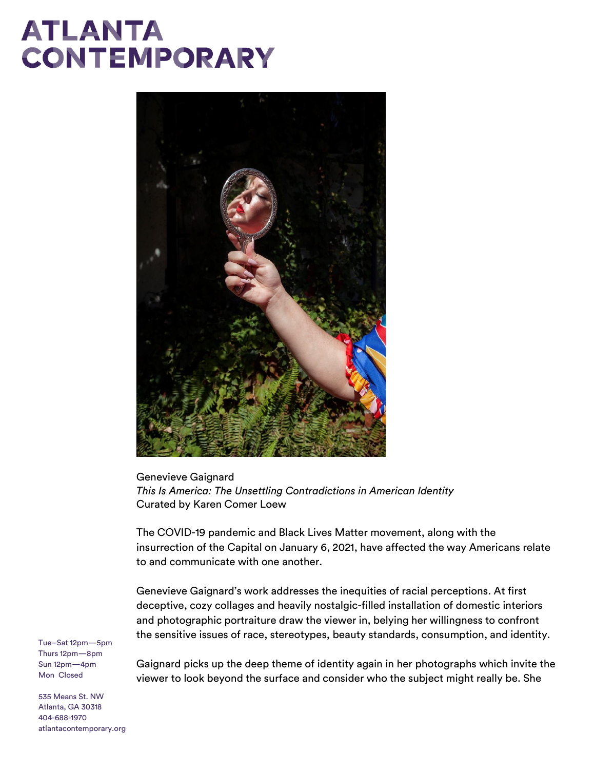# ATLANTA CONTEMPORARY

Genevieve Gaignard
*This Is America: The Unsettling Contradictions in American Identity*
Curated by Karen Comer Loew

The COVID-19 pandemic and Black Lives Matter movement, along with the insurrection of the Capital on January 6, 2021, have affected the way Americans relate to and communicate with one another.

Genevieve Gaignard's work addresses the inequities of racial perceptions. At first deceptive, cozy collages and heavily nostalgic-filled installation of domestic interiors and photographic portraiture draw the viewer in, belying her willingness to confront the sensitive issues of race, stereotypes, beauty standards, consumption, and identity.

Gaignard picks up the deep theme of identity again in her photographs which invite the viewer to look beyond the surface and consider who the subject might really be. She

Tue–Sat 12pm—5pm
Thurs 12pm—8pm
Sun 12pm—4pm
Mon Closed

535 Means St. NW
Atlanta, GA 30318
404-688-1970
atlantacontemporary.org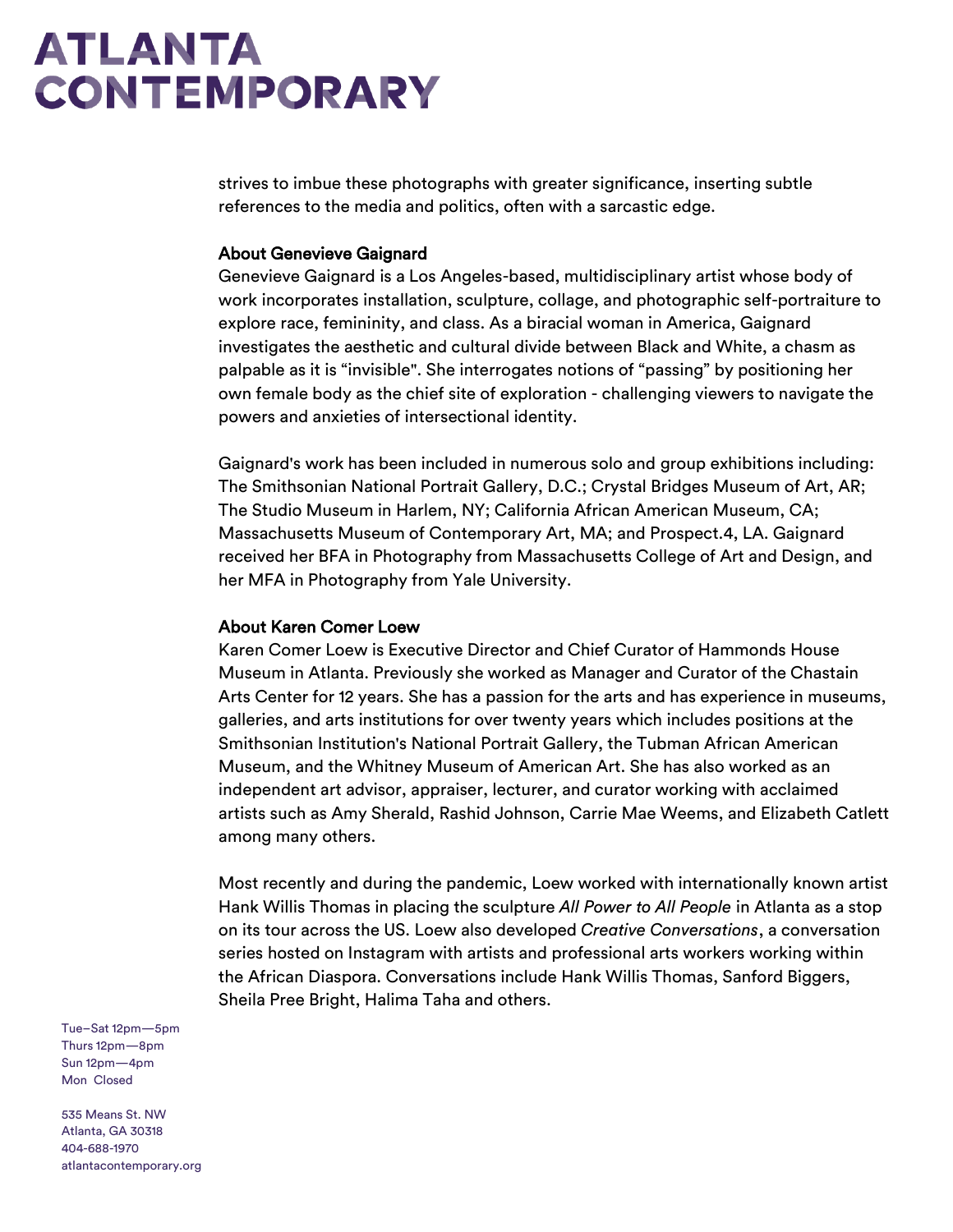strives to imbue these photographs with greater significance, inserting subtle references to the media and politics, often with a sarcastic edge.

**About Genevieve Gaignard**

Genevieve Gaignard is a Los Angeles-based, multidisciplinary artist whose body of work incorporates installation, sculpture, collage, and photographic self-portraiture to explore race, femininity, and class. As a biracial woman in America, Gaignard investigates the aesthetic and cultural divide between Black and White, a chasm as palpable as it is "invisible". She interrogates notions of "passing" by positioning her own female body as the chief site of exploration - challenging viewers to navigate the powers and anxieties of intersectional identity.

Gaignard's work has been included in numerous solo and group exhibitions including: The Smithsonian National Portrait Gallery, D.C.; Crystal Bridges Museum of Art, AR; The Studio Museum in Harlem, NY; California African American Museum, CA; Massachusetts Museum of Contemporary Art, MA; and Prospect.4, LA. Gaignard received her BFA in Photography from Massachusetts College of Art and Design, and her MFA in Photography from Yale University.

**About Karen Comer Loew**

Karen Comer Loew is Executive Director and Chief Curator of Hammonds House Museum in Atlanta. Previously she worked as Manager and Curator of the Chastain Arts Center for 12 years. She has a passion for the arts and has experience in museums, galleries, and arts institutions for over twenty years which includes positions at the Smithsonian Institution's National Portrait Gallery, the Tubman African American Museum, and the Whitney Museum of American Art. She has also worked as an independent art advisor, appraiser, lecturer, and curator working with acclaimed artists such as Amy Sherald, Rashid Johnson, Carrie Mae Weems, and Elizabeth Catlett among many others.

Most recently and during the pandemic, Loew worked with internationally known artist Hank Willis Thomas in placing the sculpture *All Power to All People* in Atlanta as a stop on its tour across the US. Loew also developed *Creative Conversations*, a conversation series hosted on Instagram with artists and professional arts workers working within the African Diaspora. Conversations include Hank Willis Thomas, Sanford Biggers, Sheila Pree Bright, Halima Taha and others.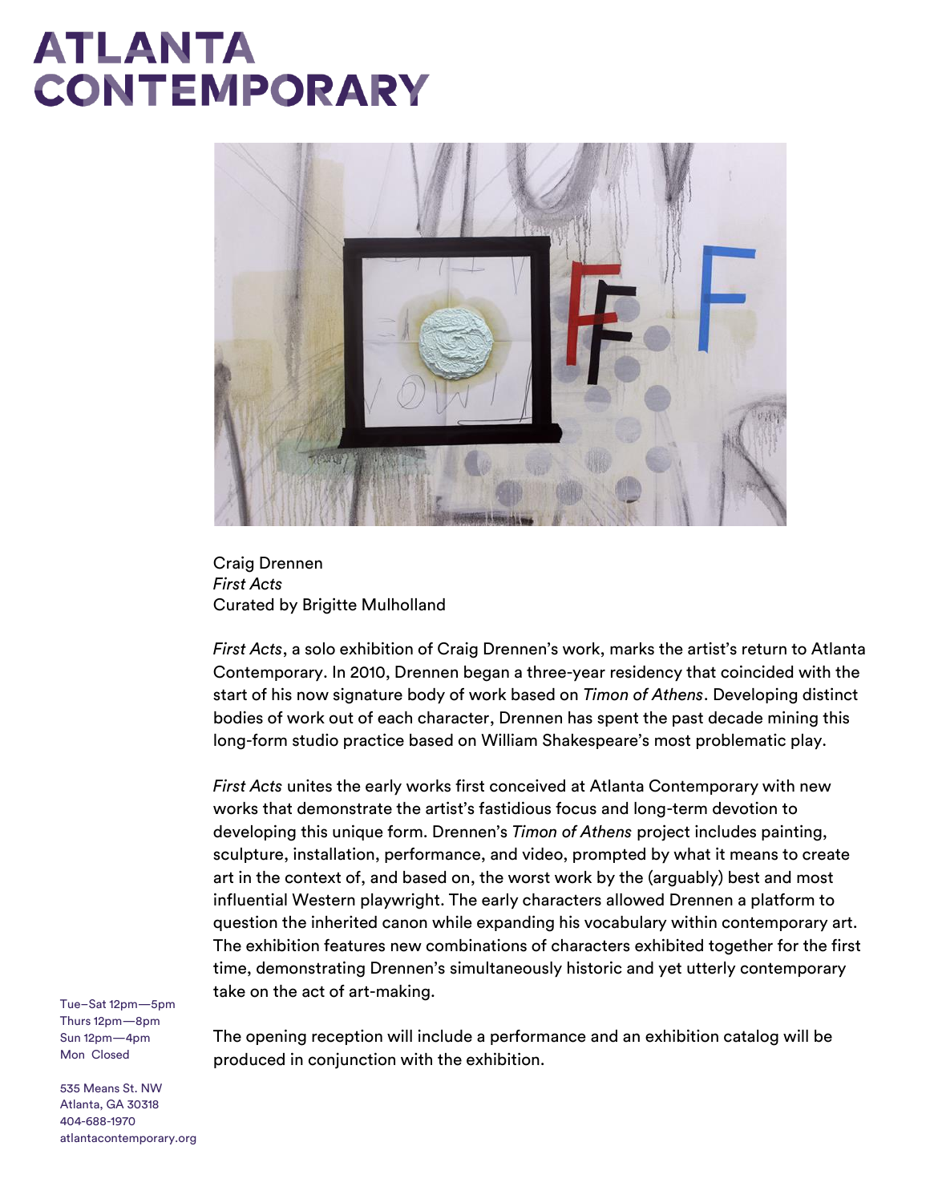# ATLANTA CONTEMPORARY

Craig Drennen
*First Acts*
Curated by Brigitte Mulholland

*First Acts*, a solo exhibition of Craig Drennen's work, marks the artist's return to Atlanta Contemporary. In 2010, Drennen began a three-year residency that coincided with the start of his now signature body of work based on *Timon of Athens*. Developing distinct bodies of work out of each character, Drennen has spent the past decade mining this long-form studio practice based on William Shakespeare's most problematic play.

*First Acts* unites the early works first conceived at Atlanta Contemporary with new works that demonstrate the artist's fastidious focus and long-term devotion to developing this unique form. Drennen's *Timon of Athens* project includes painting, sculpture, installation, performance, and video, prompted by what it means to create art in the context of, and based on, the worst work by the (arguably) best and most influential Western playwright. The early characters allowed Drennen a platform to question the inherited canon while expanding his vocabulary within contemporary art. The exhibition features new combinations of characters exhibited together for the first time, demonstrating Drennen's simultaneously historic and yet utterly contemporary take on the act of art-making.

The opening reception will include a performance and an exhibition catalog will be produced in conjunction with the exhibition.

Tue–Sat 12pm—5pm
Thurs 12pm—8pm
Sun 12pm—4pm
Mon Closed

535 Means St. NW
Atlanta, GA 30318
404-688-1970
atlantacontemporary.org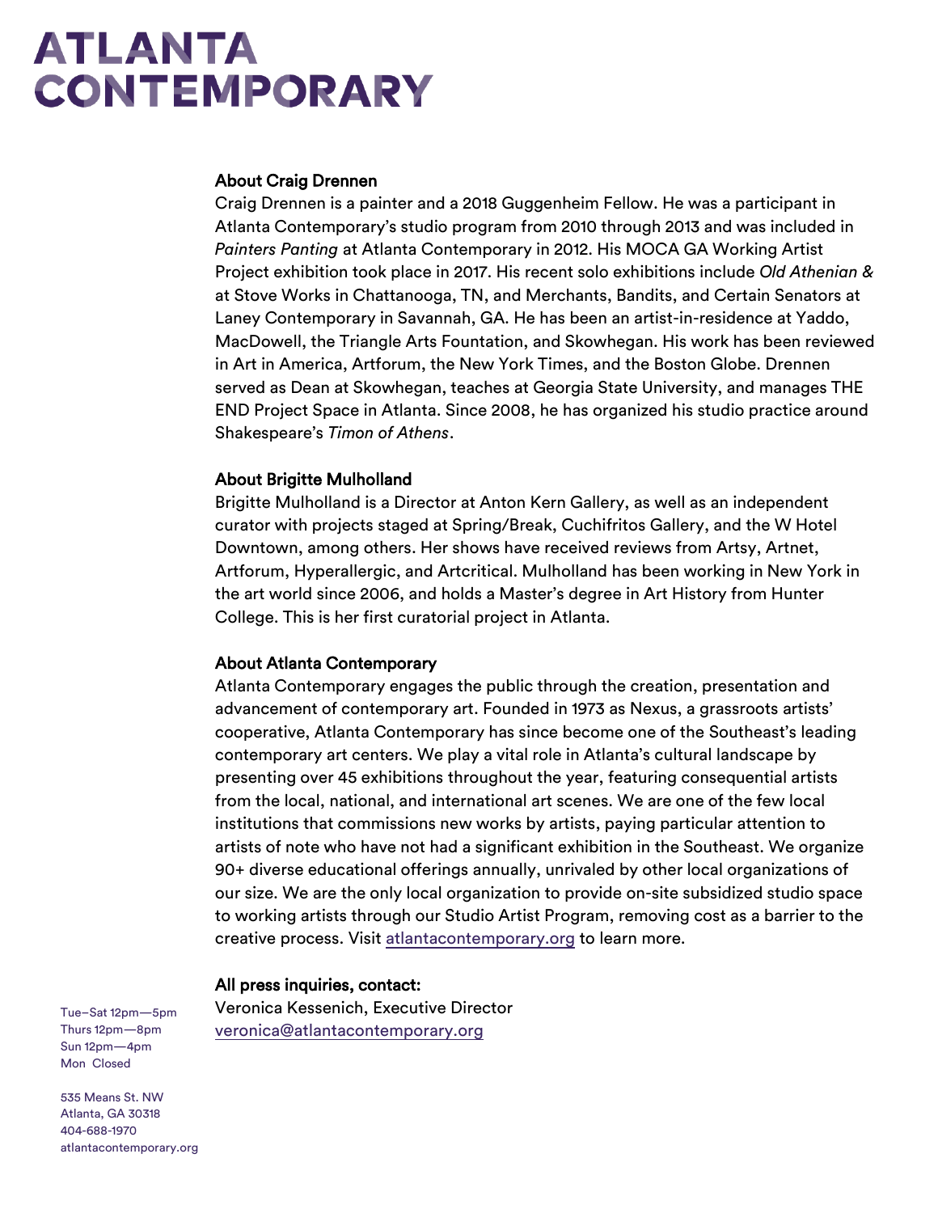# ATLANTA CONTEMPORARY

**About Craig Drennen**

Craig Drennen is a painter and a 2018 Guggenheim Fellow. He was a participant in Atlanta Contemporary's studio program from 2010 through 2013 and was included in *Painters Panting* at Atlanta Contemporary in 2012. His MOCA GA Working Artist Project exhibition took place in 2017. His recent solo exhibitions include *Old Athenian &* at Stove Works in Chattanooga, TN, and Merchants, Bandits, and Certain Senators at Laney Contemporary in Savannah, GA. He has been an artist-in-residence at Yaddo, MacDowell, the Triangle Arts Fountation, and Skowhegan. His work has been reviewed in Art in America, Artforum, the New York Times, and the Boston Globe. Drennen served as Dean at Skowhegan, teaches at Georgia State University, and manages THE END Project Space in Atlanta. Since 2008, he has organized his studio practice around Shakespeare's *Timon of Athens*.

**About Brigitte Mulholland**

Brigitte Mulholland is a Director at Anton Kern Gallery, as well as an independent curator with projects staged at Spring/Break, Cuchifritos Gallery, and the W Hotel Downtown, among others. Her shows have received reviews from Artsy, Artnet, Artforum, Hyperallergic, and Artcritical. Mulholland has been working in New York in the art world since 2006, and holds a Master's degree in Art History from Hunter College. This is her first curatorial project in Atlanta.

**About Atlanta Contemporary**

Atlanta Contemporary engages the public through the creation, presentation and advancement of contemporary art. Founded in 1973 as Nexus, a grassroots artists' cooperative, Atlanta Contemporary has since become one of the Southeast's leading contemporary art centers. We play a vital role in Atlanta's cultural landscape by presenting over 45 exhibitions throughout the year, featuring consequential artists from the local, national, and international art scenes. We are one of the few local institutions that commissions new works by artists, paying particular attention to artists of note who have not had a significant exhibition in the Southeast. We organize 90+ diverse educational offerings annually, unrivaled by other local organizations of our size. We are the only local organization to provide on-site subsidized studio space to working artists through our Studio Artist Program, removing cost as a barrier to the creative process. Visit [atlantacontemporary.org](atlantacontemporary.org) to learn more.

**All press inquiries, contact:**

Veronica Kessenich, Executive Director
[veronica@atlantacontemporary.org](mailto:veronica@atlantacontemporary.org)

Tue–Sat 12pm—5pm
Thurs 12pm—8pm
Sun 12pm—4pm
Mon Closed

535 Means St. NW
Atlanta, GA 30318
404-688-1970
atlantacontemporary.org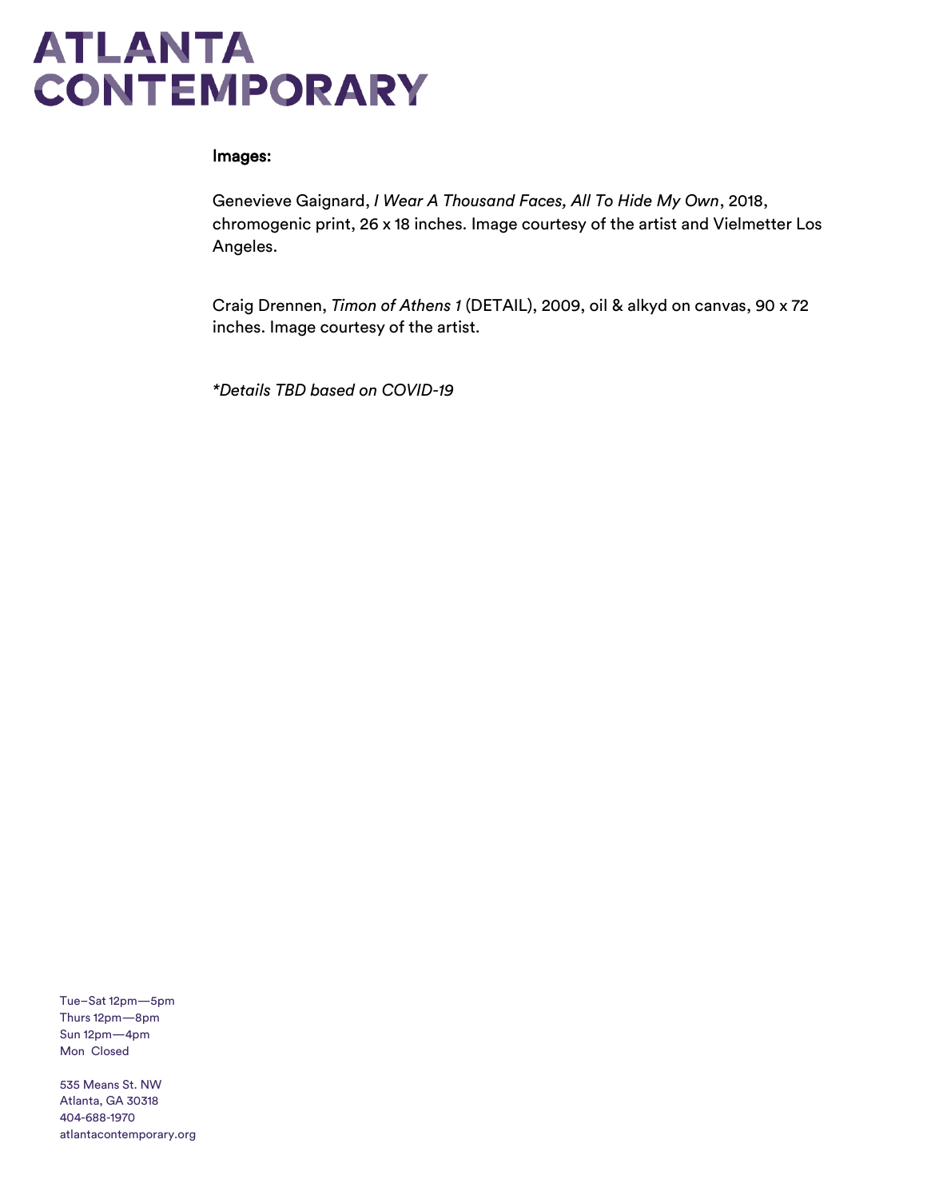**Images:**

Genevieve Gaignard, *I Wear A Thousand Faces, All To Hide My Own*, 2018, chromogenic print, 26 x 18 inches. Image courtesy of the artist and Vielmetter Los Angeles.

Craig Drennen, *Timon of Athens 1* (DETAIL), 2009, oil & alkyd on canvas, 90 x 72 inches. Image courtesy of the artist.

**Details TBD based on COVID-19*

Tue–Sat 12pm—5pm
Thurs 12pm—8pm
Sun 12pm—4pm
Mon Closed

535 Means St. NW
Atlanta, GA 30318
404-688-1970
atlantacontemporary.org